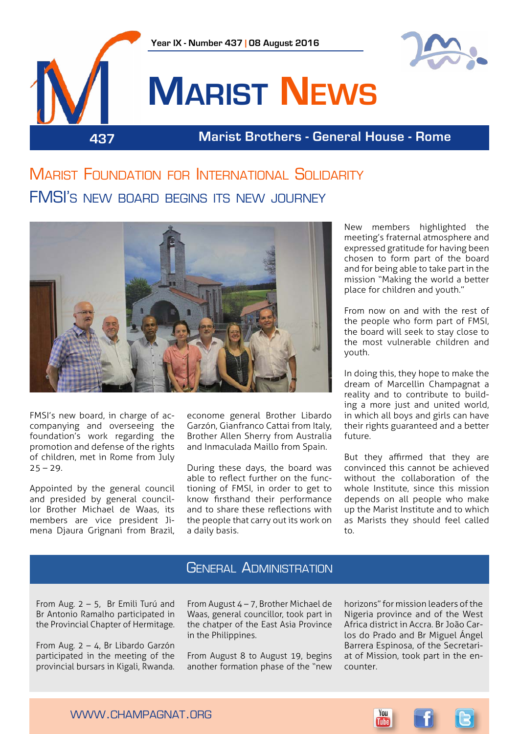Year IX - Number 437 | 08 August 2016

# Marist News

437

Marist Brothers - General House - Rome

## Marist Foundation for International Solidarity

## FMSI's new board begins its new journey

FMSI's new board, in charge of accompanying and overseeing the foundation's work regarding the promotion and defense of the rights of children, met in Rome from July 25 – 29.

Appointed by the general council and presided by general councillor Brother Michael de Waas, its members are vice president Jimena Djaura Grignani from Brazil, econome general Brother Libardo Garzón, Gianfranco Cattai from Italy, Brother Allen Sherry from Australia and Inmaculada Maillo from Spain.

During these days, the board was able to reflect further on the functioning of FMSI, in order to get to know firsthand their performance and to share these reflections with the people that carry out its work on a daily basis.

New members highlighted the meeting's fraternal atmosphere and expressed gratitude for having been chosen to form part of the board and for being able to take part in the mission "Making the world a better place for children and youth."

From now on and with the rest of the people who form part of FMSI, the board will seek to stay close to the most vulnerable children and youth.

In doing this, they hope to make the dream of Marcellin Champagnat a reality and to contribute to building a more just and united world, in which all boys and girls can have their rights guaranteed and a better future.

But they affirmed that they are convinced this cannot be achieved without the collaboration of the whole Institute, since this mission depends on all people who make up the Marist Institute and to which as Marists they should feel called to.

## General Administration

From Aug. 2 – 5, Br Emili Turú and Br Antonio Ramalho participated in the Provincial Chapter of Hermitage.

From Aug. 2 – 4, Br Libardo Garzón participated in the meeting of the provincial bursars in Kigali, Rwanda.

From August 4 – 7, Brother Michael de Waas, general councillor, took part in the chatper of the East Asia Province in the Philippines.

From August 8 to August 19, begins another formation phase of the "new horizons" for mission leaders of the Nigeria province and of the West Africa district in Accra. Br João Carlos do Prado and Br Miguel Ángel Barrera Espinosa, of the Secretariat of Mission, took part in the encounter.

WWW.CHAMPAGNAT.ORG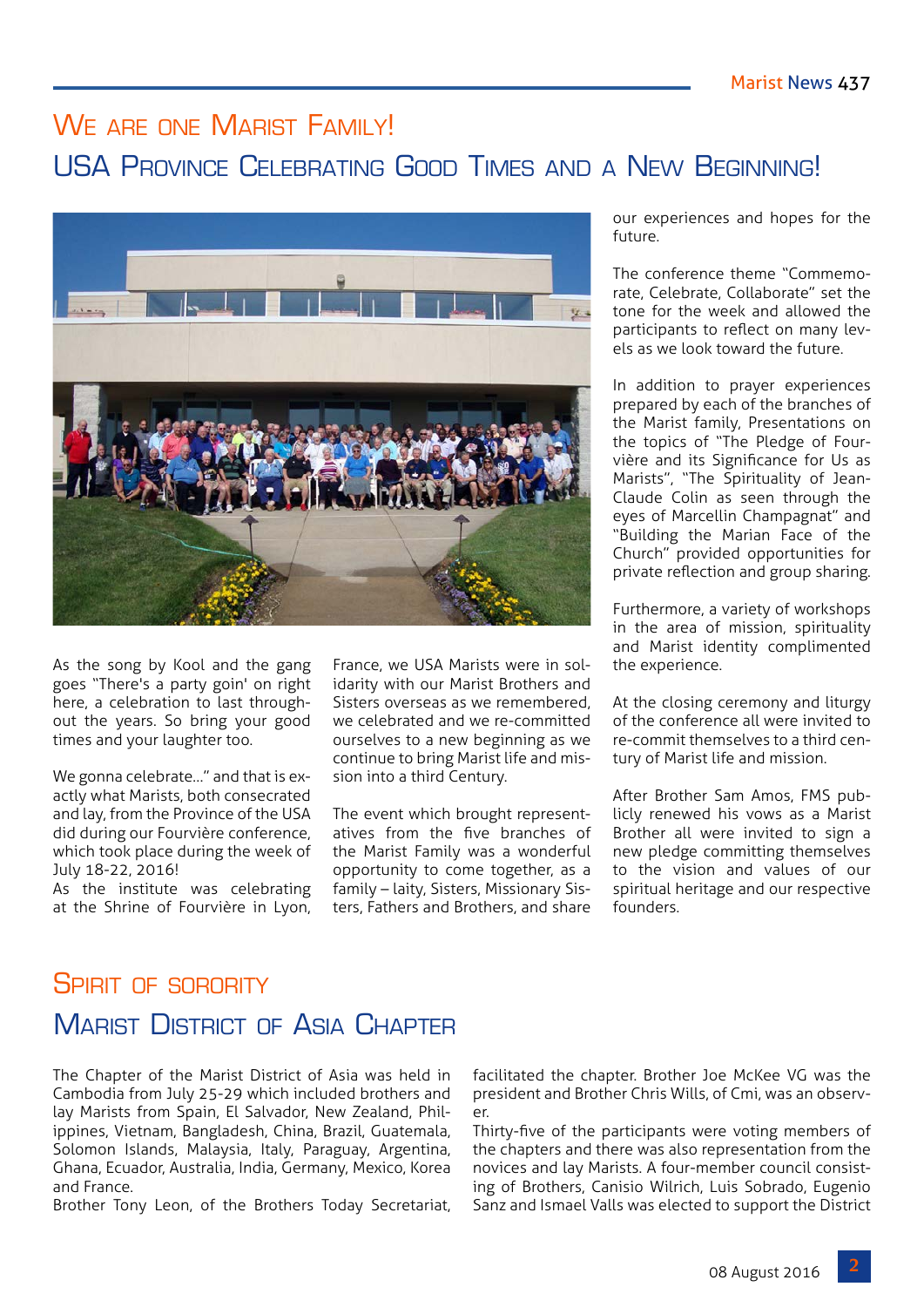# We are one Marist Family!

## USA Province Celebrating Good Times and a New Beginning!

As the song by Kool and the gang goes "There's a party goin' on right here, a celebration to last throughout the years. So bring your good times and your laughter too.

We gonna celebrate..." and that is exactly what Marists, both consecrated and lay, from the Province of the USA did during our Fourvière conference, which took place during the week of July 18-22, 2016!

As the institute was celebrating at the Shrine of Fourvière in Lyon, France, we USA Marists were in solidarity with our Marist Brothers and Sisters overseas as we remembered, we celebrated and we re-committed ourselves to a new beginning as we continue to bring Marist life and mission into a third Century.

The event which brought representatives from the five branches of the Marist Family was a wonderful opportunity to come together, as a family – laity, Sisters, Missionary Sisters, Fathers and Brothers, and share our experiences and hopes for the future.

The conference theme "Commemorate, Celebrate, Collaborate" set the tone for the week and allowed the participants to reflect on many levels as we look toward the future.

In addition to prayer experiences prepared by each of the branches of the Marist family, Presentations on the topics of "The Pledge of Fourvière and its Significance for Us as Marists", "The Spirituality of Jean-Claude Colin as seen through the eyes of Marcellin Champagnat" and "Building the Marian Face of the Church" provided opportunities for private reflection and group sharing.

Furthermore, a variety of workshops in the area of mission, spirituality and Marist identity complimented the experience.

At the closing ceremony and liturgy of the conference all were invited to re-commit themselves to a third century of Marist life and mission.

After Brother Sam Amos, FMS publicly renewed his vows as a Marist Brother all were invited to sign a new pledge committing themselves to the vision and values of our spiritual heritage and our respective founders.

# Spirit of sorority

## Marist District of Asia Chapter

The Chapter of the Marist District of Asia was held in Cambodia from July 25-29 which included brothers and lay Marists from Spain, El Salvador, New Zealand, Philippines, Vietnam, Bangladesh, China, Brazil, Guatemala, Solomon Islands, Malaysia, Italy, Paraguay, Argentina, Ghana, Ecuador, Australia, India, Germany, Mexico, Korea and France.

Brother Tony Leon, of the Brothers Today Secretariat, facilitated the chapter. Brother Joe McKee VG was the president and Brother Chris Wills, of Cmi, was an observer.

Thirty-five of the participants were voting members of the chapters and there was also representation from the novices and lay Marists. A four-member council consisting of Brothers, Canisio Wilrich, Luis Sobrado, Eugenio Sanz and Ismael Valls was elected to support the District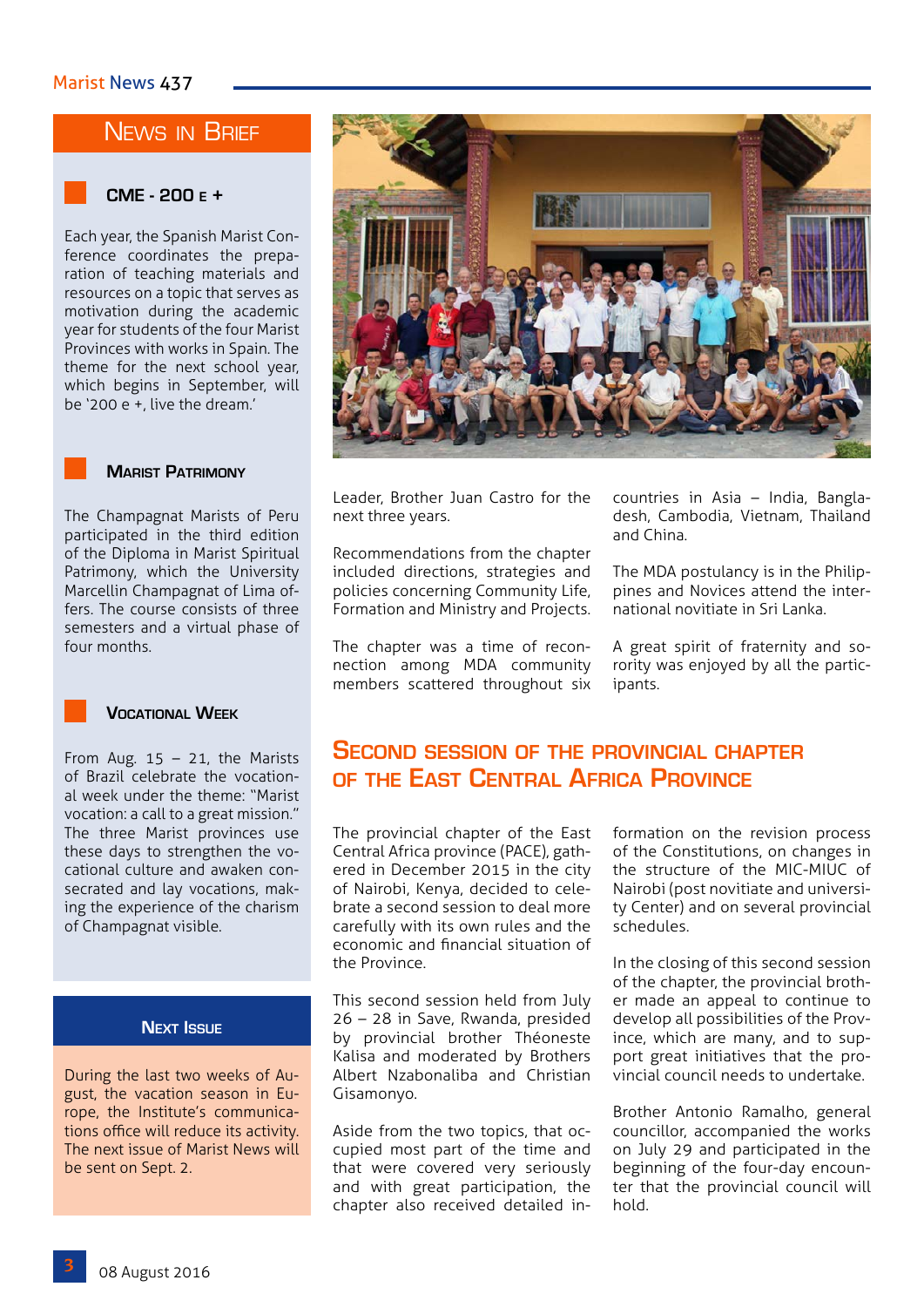## News in Brief

### CME - 200 e +

Each year, the Spanish Marist Conference coordinates the preparation of teaching materials and resources on a topic that serves as motivation during the academic year for students of the four Marist Provinces with works in Spain. The theme for the next school year, which begins in September, will be '200 e +, live the dream.'

### Marist Patrimony

The Champagnat Marists of Peru participated in the third edition of the Diploma in Marist Spiritual Patrimony, which the University Marcellin Champagnat of Lima offers. The course consists of three semesters and a virtual phase of four months.

### Vocational Week

From Aug. 15 – 21, the Marists of Brazil celebrate the vocational week under the theme: "Marist vocation: a call to a great mission." The three Marist provinces use these days to strengthen the vocational culture and awaken consecrated and lay vocations, making the experience of the charism of Champagnat visible.

### Next Issue

During the last two weeks of August, the vacation season in Europe, the Institute's communications office will reduce its activity. The next issue of Marist News will be sent on Sept. 2.

---

Leader, Brother Juan Castro for the next three years.

Recommendations from the chapter included directions, strategies and policies concerning Community Life, Formation and Ministry and Projects.

The chapter was a time of reconnection among MDA community members scattered throughout six countries in Asia – India, Bangladesh, Cambodia, Vietnam, Thailand and China.

The MDA postulancy is in the Philippines and Novices attend the international novitiate in Sri Lanka.

A great spirit of fraternity and sorority was enjoyed by all the participants.

## Second session of the provincial chapter of the East Central Africa Province

The provincial chapter of the East Central Africa province (PACE), gathered in December 2015 in the city of Nairobi, Kenya, decided to celebrate a second session to deal more carefully with its own rules and the economic and financial situation of the Province.

This second session held from July 26 – 28 in Save, Rwanda, presided by provincial brother Théoneste Kalisa and moderated by Brothers Albert Nzabonaliba and Christian Gisamonyo.

Aside from the two topics, that occupied most part of the time and that were covered very seriously and with great participation, the chapter also received detailed information on the revision process of the Constitutions, on changes in the structure of the MIC-MIUC of Nairobi (post novitiate and university Center) and on several provincial schedules.

In the closing of this second session of the chapter, the provincial brother made an appeal to continue to develop all possibilities of the Province, which are many, and to support great initiatives that the provincial council needs to undertake.

Brother Antonio Ramalho, general councillor, accompanied the works on July 29 and participated in the beginning of the four-day encounter that the provincial council will hold.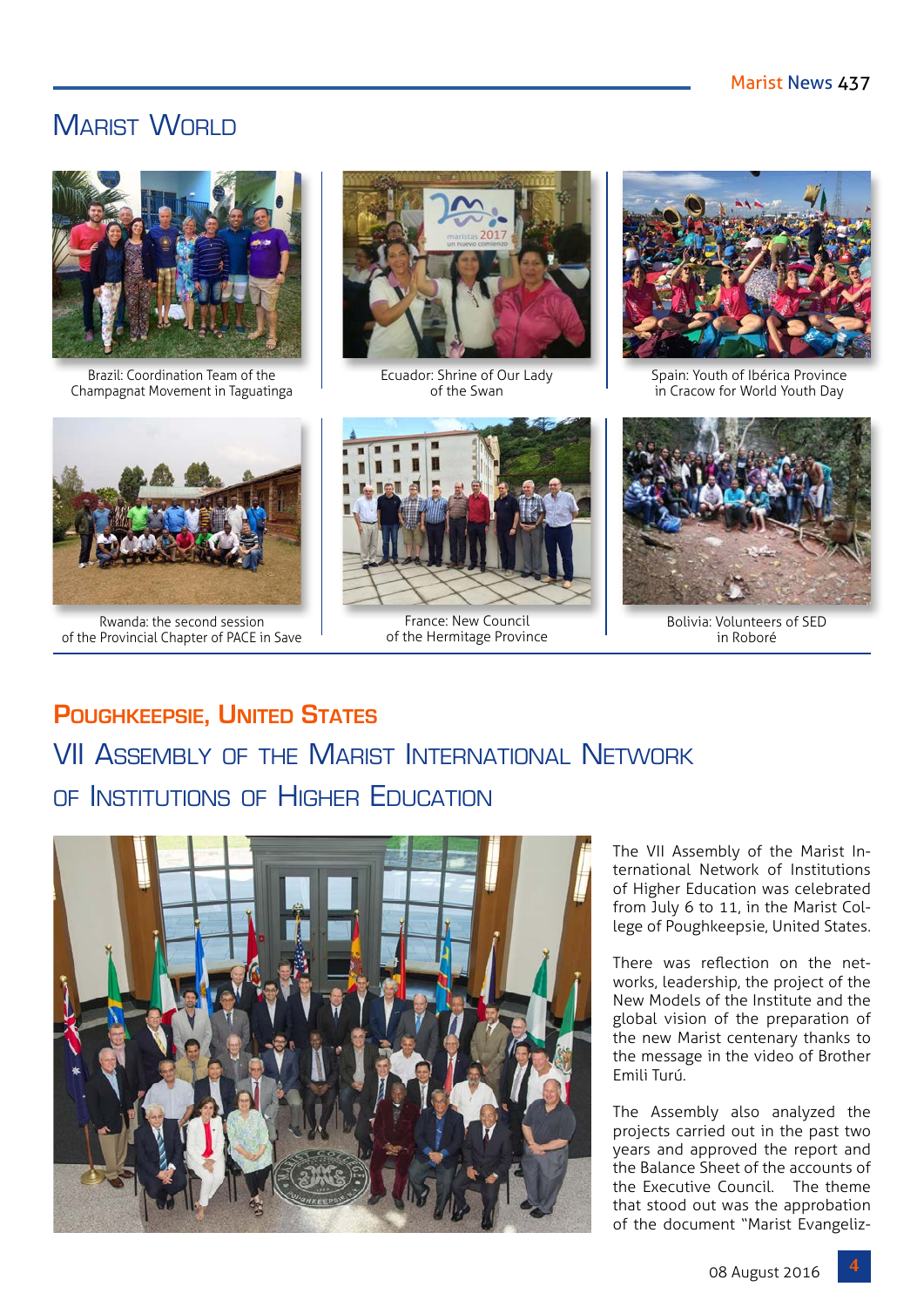# Marist World

Brazil: Coordination Team of the Champagnat Movement in Taguatinga

Ecuador: Shrine of Our Lady of the Swan

Spain: Youth of Ibérica Province in Cracow for World Youth Day

Rwanda: the second session of the Provincial Chapter of PACE in Save

France: New Council of the Hermitage Province

Bolivia: Volunteers of SED in Roboré

## Poughkeepsie, United States

## VII Assembly of the Marist International Network of Institutions of Higher Education

The VII Assembly of the Marist International Network of Institutions of Higher Education was celebrated from July 6 to 11, in the Marist College of Poughkeepsie, United States.

There was reflection on the networks, leadership, the project of the New Models of the Institute and the global vision of the preparation of the new Marist centenary thanks to the message in the video of Brother Emili Turú.

The Assembly also analyzed the projects carried out in the past two years and approved the report and the Balance Sheet of the accounts of the Executive Council. The theme that stood out was the approbation of the document "Marist Evangeliz-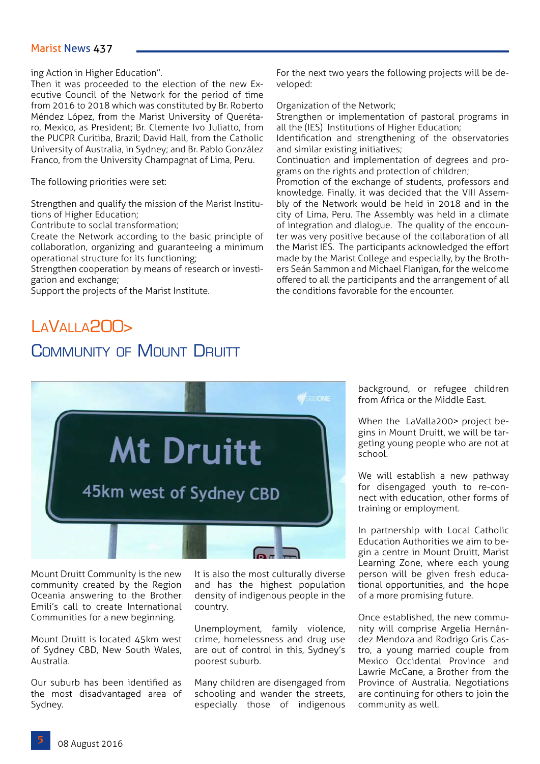ing Action in Higher Education".
Then it was proceeded to the election of the new Executive Council of the Network for the period of time from 2016 to 2018 which was constituted by Br. Roberto Méndez López, from the Marist University of Querétaro, Mexico, as President; Br. Clemente Ivo Juliatto, from the PUCPR Curitiba, Brazil; David Hall, from the Catholic University of Australia, in Sydney; and Br. Pablo González Franco, from the University Champagnat of Lima, Peru.

The following priorities were set:

Strengthen and qualify the mission of the Marist Institutions of Higher Education;
Contribute to social transformation;
Create the Network according to the basic principle of collaboration, organizing and guaranteeing a minimum operational structure for its functioning;
Strengthen cooperation by means of research or investigation and exchange;
Support the projects of the Marist Institute.

For the next two years the following projects will be developed:

Organization of the Network;
Strengthen or implementation of pastoral programs in all the (IES) Institutions of Higher Education;
Identification and strengthening of the observatories and similar existing initiatives;
Continuation and implementation of degrees and programs on the rights and protection of children;
Promotion of the exchange of students, professors and knowledge. Finally, it was decided that the VIII Assembly of the Network would be held in 2018 and in the city of Lima, Peru. The Assembly was held in a climate of integration and dialogue. The quality of the encounter was very positive because of the collaboration of all the Marist IES. The participants acknowledged the effort made by the Marist College and especially, by the Brothers Seán Sammon and Michael Flanigan, for the welcome offered to all the participants and the arrangement of all the conditions favorable for the encounter.

# LaValla200>

## Community of Mount Druitt

Mount Druitt Community is the new community created by the Region Oceania answering to the Brother Emili's call to create International Communities for a new beginning.

Mount Druitt is located 45km west of Sydney CBD, New South Wales, Australia.

Our suburb has been identified as the most disadvantaged area of Sydney.

It is also the most culturally diverse and has the highest population density of indigenous people in the country.

Unemployment, family violence, crime, homelessness and drug use are out of control in this, Sydney's poorest suburb.

Many children are disengaged from schooling and wander the streets, especially those of indigenous background, or refugee children from Africa or the Middle East.

When the LaValla200> project begins in Mount Druitt, we will be targeting young people who are not at school.

We will establish a new pathway for disengaged youth to re-connect with education, other forms of training or employment.

In partnership with Local Catholic Education Authorities we aim to begin a centre in Mount Druitt, Marist Learning Zone, where each young person will be given fresh educational opportunities, and the hope of a more promising future.

Once established, the new community will comprise Argelia Hernández Mendoza and Rodrigo Gris Castro, a young married couple from Mexico Occidental Province and Lawrie McCane, a Brother from the Province of Australia. Negotiations are continuing for others to join the community as well.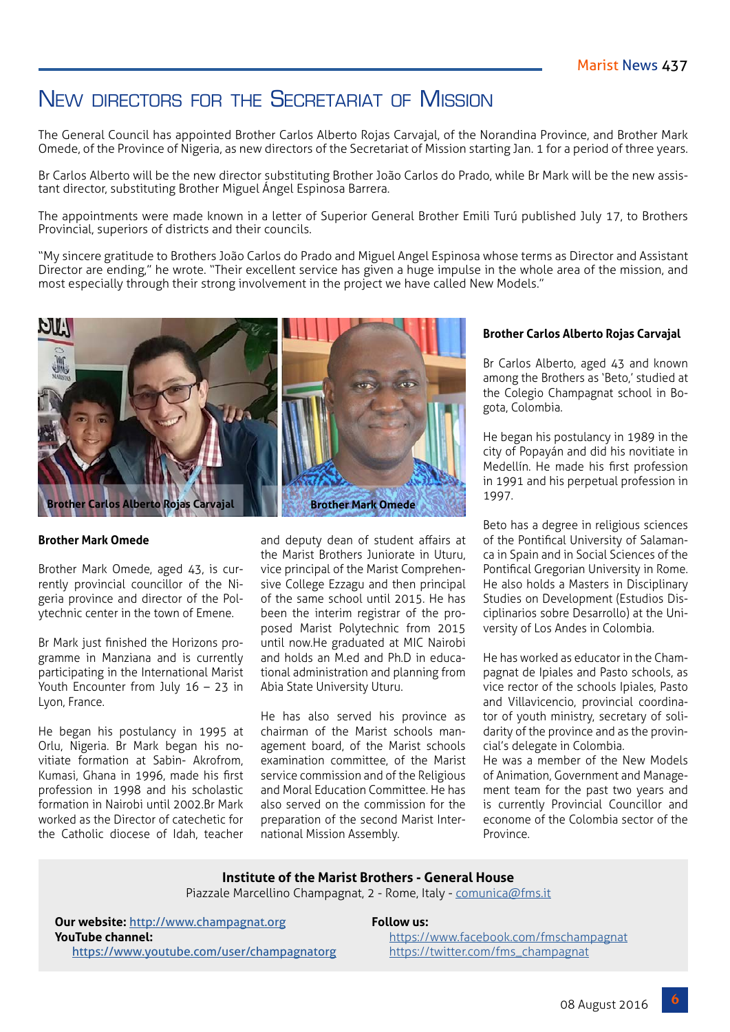# New directors for the Secretariat of Mission

The General Council has appointed Brother Carlos Alberto Rojas Carvajal, of the Norandina Province, and Brother Mark Omede, of the Province of Nigeria, as new directors of the Secretariat of Mission starting Jan. 1 for a period of three years.

Br Carlos Alberto will be the new director substituting Brother João Carlos do Prado, while Br Mark will be the new assistant director, substituting Brother Miguel Ángel Espinosa Barrera.

The appointments were made known in a letter of Superior General Brother Emili Turú published July 17, to Brothers Provincial, superiors of districts and their councils.

"My sincere gratitude to Brothers João Carlos do Prado and Miguel Angel Espinosa whose terms as Director and Assistant Director are ending," he wrote. "Their excellent service has given a huge impulse in the whole area of the mission, and most especially through their strong involvement in the project we have called New Models."

Brother Carlos Alberto Rojas Carvajal

Brother Mark Omede

**Brother Mark Omede**

Brother Mark Omede, aged 43, is currently provincial councillor of the Nigeria province and director of the Polytechnic center in the town of Emene.

Br Mark just finished the Horizons programme in Manziana and is currently participating in the International Marist Youth Encounter from July 16 – 23 in Lyon, France.

He began his postulancy in 1995 at Orlu, Nigeria. Br Mark began his novitiate formation at Sabin- Akrofrom, Kumasi, Ghana in 1996, made his first profession in 1998 and his scholastic formation in Nairobi until 2002.Br Mark worked as the Director of catechetic for the Catholic diocese of Idah, teacher and deputy dean of student affairs at the Marist Brothers Juniorate in Uturu, vice principal of the Marist Comprehensive College Ezzagu and then principal of the same school until 2015. He has been the interim registrar of the proposed Marist Polytechnic from 2015 until now.He graduated at MIC Nairobi and holds an M.ed and Ph.D in educational administration and planning from Abia State University Uturu.

He has also served his province as chairman of the Marist schools management board, of the Marist schools examination committee, of the Marist service commission and of the Religious and Moral Education Committee. He has also served on the commission for the preparation of the second Marist International Mission Assembly.

**Brother Carlos Alberto Rojas Carvajal**

Br Carlos Alberto, aged 43 and known among the Brothers as 'Beto,' studied at the Colegio Champagnat school in Bogota, Colombia.

He began his postulancy in 1989 in the city of Popayán and did his novitiate in Medellín. He made his first profession in 1991 and his perpetual profession in 1997.

Beto has a degree in religious sciences of the Pontifical University of Salamanca in Spain and in Social Sciences of the Pontifical Gregorian University in Rome. He also holds a Masters in Disciplinary Studies on Development (Estudios Disciplinarios sobre Desarrollo) at the University of Los Andes in Colombia.

He has worked as educator in the Champagnat de Ipiales and Pasto schools, as vice rector of the schools Ipiales, Pasto and Villavicencio, provincial coordinator of youth ministry, secretary of solidarity of the province and as the provincial's delegate in Colombia.
He was a member of the New Models of Animation, Government and Management team for the past two years and is currently Provincial Councillor and econome of the Colombia sector of the Province.

**Institute of the Marist Brothers - General House**
Piazzale Marcellino Champagnat, 2 - Rome, Italy - comunica@fms.it

**Our website:** http://www.champagnat.org
**YouTube channel:**
https://www.youtube.com/user/champagnatorg

**Follow us:**
https://www.facebook.com/fmschampagnat
https://twitter.com/fms_champagnat